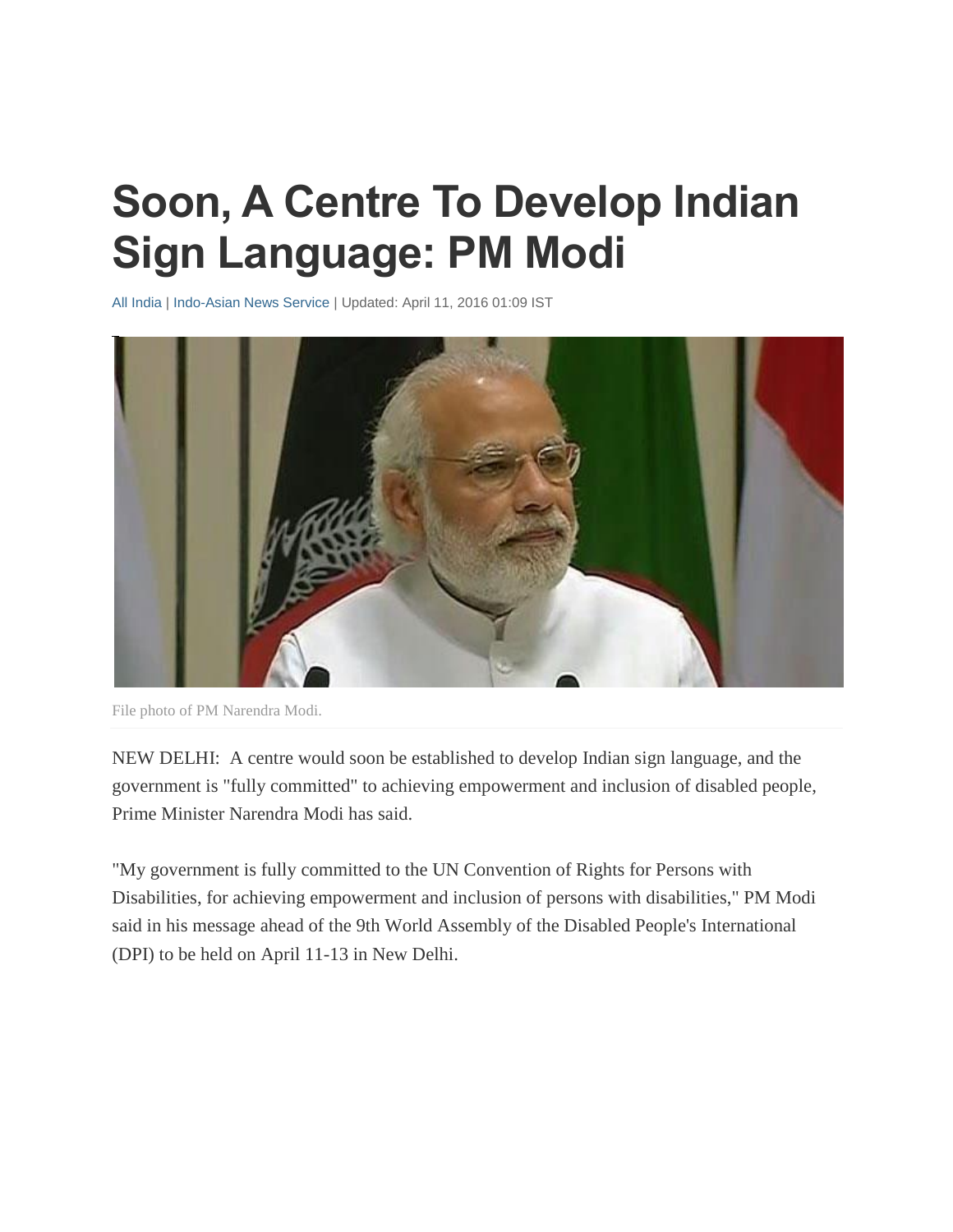# Soon, A Centre To Develop Indian Sign Language: PM Modi

All India | Indo-Asian News Service | Updated: April 11, 2016 01:09 IST

File photo of PM Narendra Modi.

NEW DELHI: A centre would soon be established to develop Indian sign language, and the government is "fully committed" to achieving empowerment and inclusion of disabled people, Prime Minister Narendra Modi has said.

"My government is fully committed to the UN Convention of Rights for Persons with Disabilities, for achieving empowerment and inclusion of persons with disabilities," PM Modi said in his message ahead of the 9th World Assembly of the Disabled People's International (DPI) to be held on April 11-13 in New Delhi.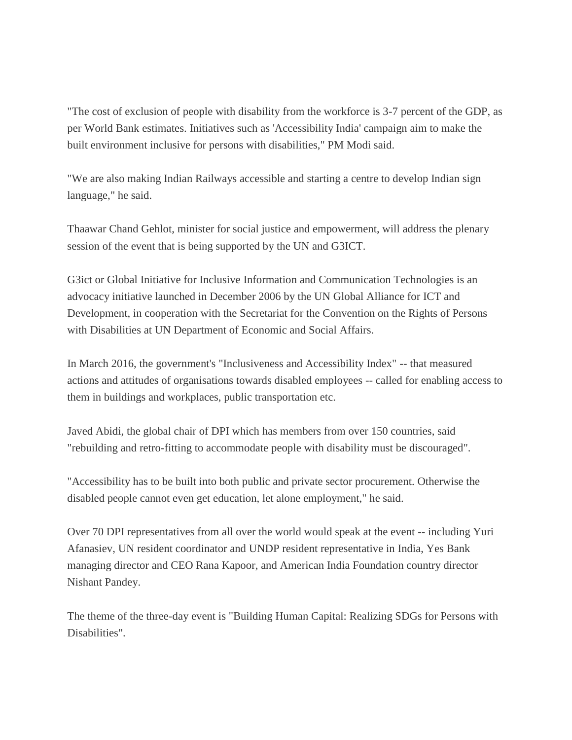"The cost of exclusion of people with disability from the workforce is 3-7 percent of the GDP, as per World Bank estimates. Initiatives such as 'Accessibility India' campaign aim to make the built environment inclusive for persons with disabilities," PM Modi said.

"We are also making Indian Railways accessible and starting a centre to develop Indian sign language," he said.

Thaawar Chand Gehlot, minister for social justice and empowerment, will address the plenary session of the event that is being supported by the UN and G3ICT.

G3ict or Global Initiative for Inclusive Information and Communication Technologies is an advocacy initiative launched in December 2006 by the UN Global Alliance for ICT and Development, in cooperation with the Secretariat for the Convention on the Rights of Persons with Disabilities at UN Department of Economic and Social Affairs.

In March 2016, the government's "Inclusiveness and Accessibility Index" -- that measured actions and attitudes of organisations towards disabled employees -- called for enabling access to them in buildings and workplaces, public transportation etc.

Javed Abidi, the global chair of DPI which has members from over 150 countries, said "rebuilding and retro-fitting to accommodate people with disability must be discouraged".

"Accessibility has to be built into both public and private sector procurement. Otherwise the disabled people cannot even get education, let alone employment," he said.

Over 70 DPI representatives from all over the world would speak at the event -- including Yuri Afanasiev, UN resident coordinator and UNDP resident representative in India, Yes Bank managing director and CEO Rana Kapoor, and American India Foundation country director Nishant Pandey.

The theme of the three-day event is "Building Human Capital: Realizing SDGs for Persons with Disabilities".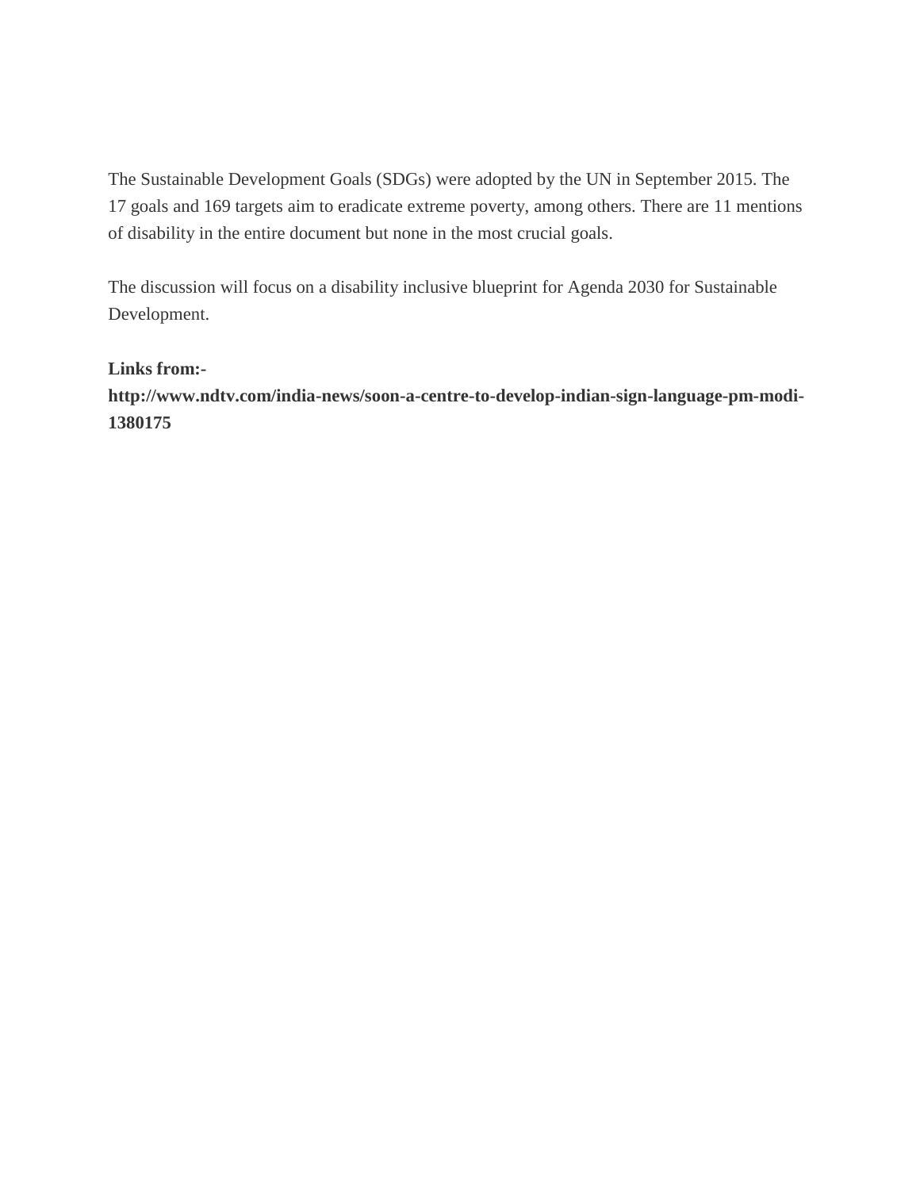The Sustainable Development Goals (SDGs) were adopted by the UN in September 2015. The 17 goals and 169 targets aim to eradicate extreme poverty, among others. There are 11 mentions of disability in the entire document but none in the most crucial goals.

The discussion will focus on a disability inclusive blueprint for Agenda 2030 for Sustainable Development.

**Links from:-**
**http://www.ndtv.com/india-news/soon-a-centre-to-develop-indian-sign-language-pm-modi-1380175**